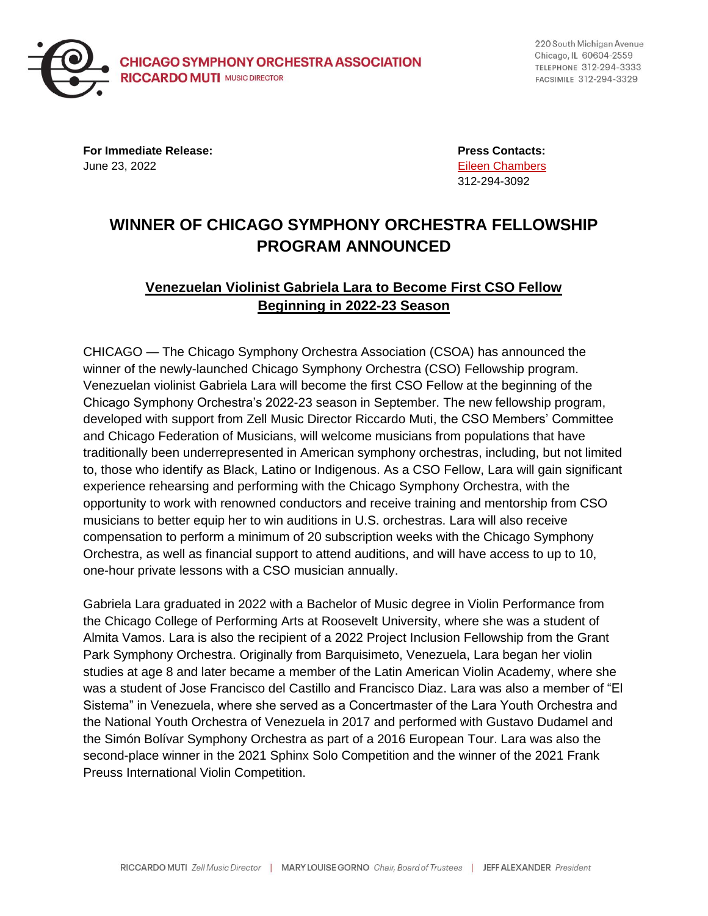**CHICAGO SYMPHONY ORCHESTRA ASSOCIATION**
**RICCARDO MUTI** MUSIC DIRECTOR

220 South Michigan Avenue
Chicago, IL 60604-2559
TELEPHONE 312-294-3333
FACSIMILE 312-294-3329

**For Immediate Release:**
June 23, 2022

**Press Contacts:**
Eileen Chambers
312-294-3092

# WINNER OF CHICAGO SYMPHONY ORCHESTRA FELLOWSHIP PROGRAM ANNOUNCED

## Venezuelan Violinist Gabriela Lara to Become First CSO Fellow Beginning in 2022-23 Season

CHICAGO — The Chicago Symphony Orchestra Association (CSOA) has announced the winner of the newly-launched Chicago Symphony Orchestra (CSO) Fellowship program. Venezuelan violinist Gabriela Lara will become the first CSO Fellow at the beginning of the Chicago Symphony Orchestra's 2022-23 season in September. The new fellowship program, developed with support from Zell Music Director Riccardo Muti, the CSO Members' Committee and Chicago Federation of Musicians, will welcome musicians from populations that have traditionally been underrepresented in American symphony orchestras, including, but not limited to, those who identify as Black, Latino or Indigenous. As a CSO Fellow, Lara will gain significant experience rehearsing and performing with the Chicago Symphony Orchestra, with the opportunity to work with renowned conductors and receive training and mentorship from CSO musicians to better equip her to win auditions in U.S. orchestras. Lara will also receive compensation to perform a minimum of 20 subscription weeks with the Chicago Symphony Orchestra, as well as financial support to attend auditions, and will have access to up to 10, one-hour private lessons with a CSO musician annually.

Gabriela Lara graduated in 2022 with a Bachelor of Music degree in Violin Performance from the Chicago College of Performing Arts at Roosevelt University, where she was a student of Almita Vamos. Lara is also the recipient of a 2022 Project Inclusion Fellowship from the Grant Park Symphony Orchestra. Originally from Barquisimeto, Venezuela, Lara began her violin studies at age 8 and later became a member of the Latin American Violin Academy, where she was a student of Jose Francisco del Castillo and Francisco Diaz. Lara was also a member of "El Sistema" in Venezuela, where she served as a Concertmaster of the Lara Youth Orchestra and the National Youth Orchestra of Venezuela in 2017 and performed with Gustavo Dudamel and the Simón Bolívar Symphony Orchestra as part of a 2016 European Tour. Lara was also the second-place winner in the 2021 Sphinx Solo Competition and the winner of the 2021 Frank Preuss International Violin Competition.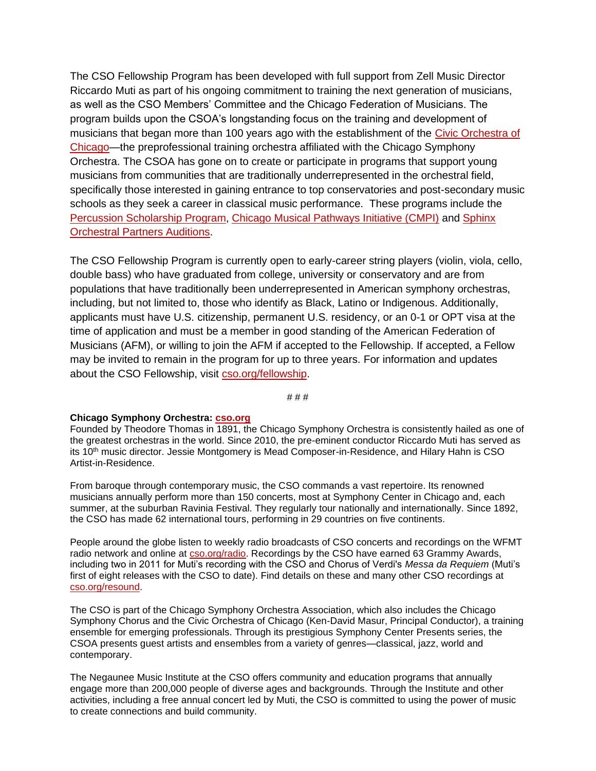The CSO Fellowship Program has been developed with full support from Zell Music Director Riccardo Muti as part of his ongoing commitment to training the next generation of musicians, as well as the CSO Members' Committee and the Chicago Federation of Musicians. The program builds upon the CSOA's longstanding focus on the training and development of musicians that began more than 100 years ago with the establishment of the Civic Orchestra of Chicago—the preprofessional training orchestra affiliated with the Chicago Symphony Orchestra. The CSOA has gone on to create or participate in programs that support young musicians from communities that are traditionally underrepresented in the orchestral field, specifically those interested in gaining entrance to top conservatories and post-secondary music schools as they seek a career in classical music performance. These programs include the Percussion Scholarship Program, Chicago Musical Pathways Initiative (CMPI) and Sphinx Orchestral Partners Auditions.

The CSO Fellowship Program is currently open to early-career string players (violin, viola, cello, double bass) who have graduated from college, university or conservatory and are from populations that have traditionally been underrepresented in American symphony orchestras, including, but not limited to, those who identify as Black, Latino or Indigenous. Additionally, applicants must have U.S. citizenship, permanent U.S. residency, or an 0-1 or OPT visa at the time of application and must be a member in good standing of the American Federation of Musicians (AFM), or willing to join the AFM if accepted to the Fellowship. If accepted, a Fellow may be invited to remain in the program for up to three years. For information and updates about the CSO Fellowship, visit cso.org/fellowship.

# # #

**Chicago Symphony Orchestra: cso.org**

Founded by Theodore Thomas in 1891, the Chicago Symphony Orchestra is consistently hailed as one of the greatest orchestras in the world. Since 2010, the pre-eminent conductor Riccardo Muti has served as its 10th music director. Jessie Montgomery is Mead Composer-in-Residence, and Hilary Hahn is CSO Artist-in-Residence.

From baroque through contemporary music, the CSO commands a vast repertoire. Its renowned musicians annually perform more than 150 concerts, most at Symphony Center in Chicago and, each summer, at the suburban Ravinia Festival. They regularly tour nationally and internationally. Since 1892, the CSO has made 62 international tours, performing in 29 countries on five continents.

People around the globe listen to weekly radio broadcasts of CSO concerts and recordings on the WFMT radio network and online at cso.org/radio. Recordings by the CSO have earned 63 Grammy Awards, including two in 2011 for Muti's recording with the CSO and Chorus of Verdi's *Messa da Requiem* (Muti's first of eight releases with the CSO to date). Find details on these and many other CSO recordings at cso.org/resound.

The CSO is part of the Chicago Symphony Orchestra Association, which also includes the Chicago Symphony Chorus and the Civic Orchestra of Chicago (Ken-David Masur, Principal Conductor), a training ensemble for emerging professionals. Through its prestigious Symphony Center Presents series, the CSOA presents guest artists and ensembles from a variety of genres—classical, jazz, world and contemporary.

The Negaunee Music Institute at the CSO offers community and education programs that annually engage more than 200,000 people of diverse ages and backgrounds. Through the Institute and other activities, including a free annual concert led by Muti, the CSO is committed to using the power of music to create connections and build community.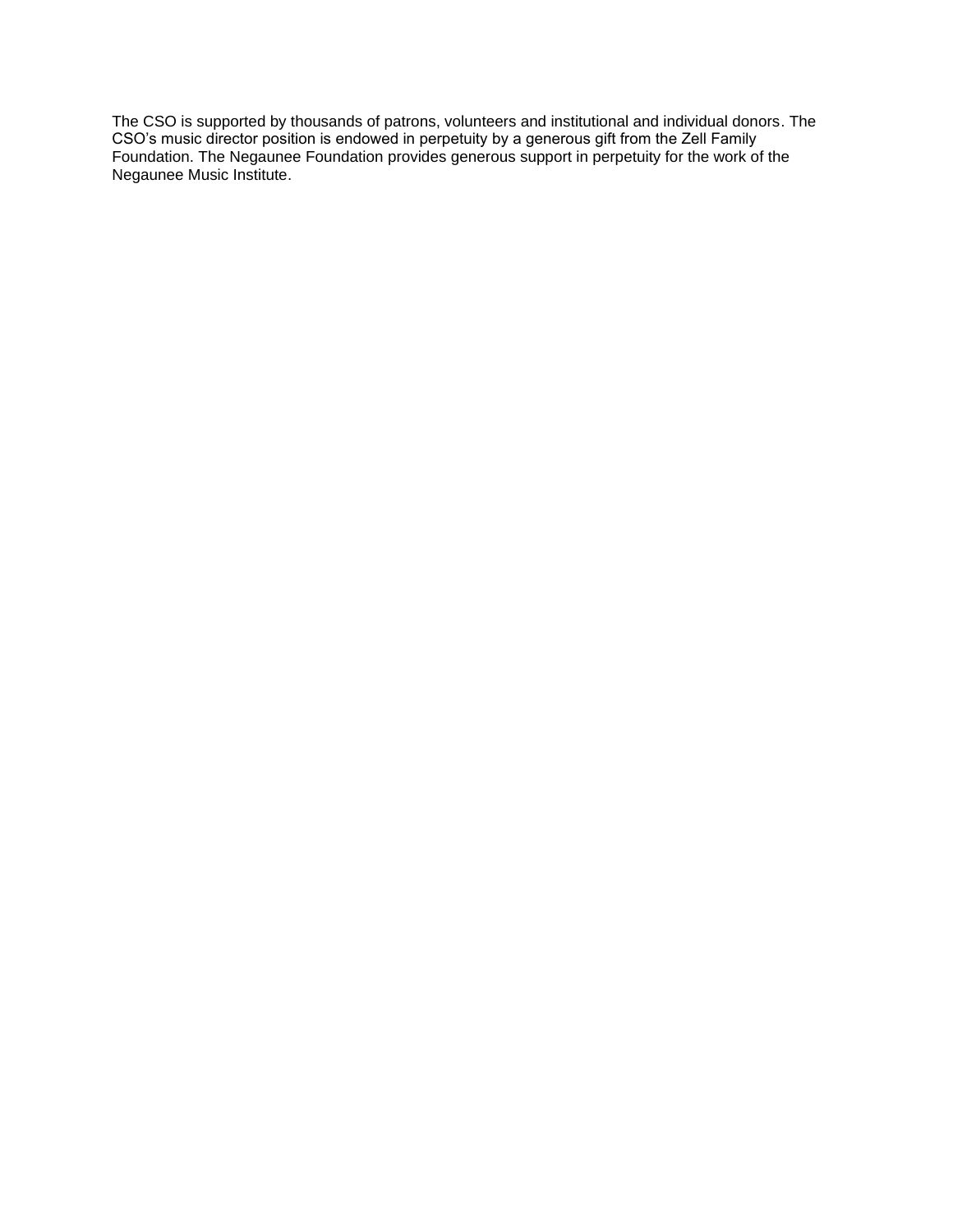The CSO is supported by thousands of patrons, volunteers and institutional and individual donors. The CSO's music director position is endowed in perpetuity by a generous gift from the Zell Family Foundation. The Negaunee Foundation provides generous support in perpetuity for the work of the Negaunee Music Institute.